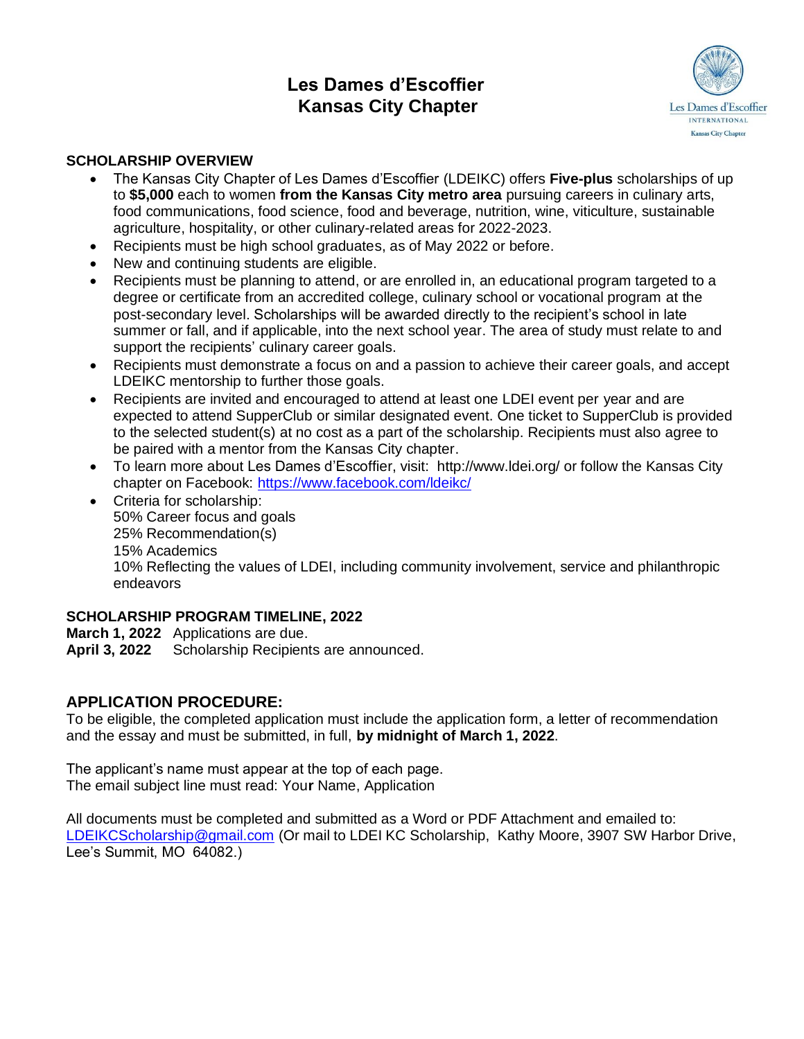# Les Dames d'Escoffier
# Kansas City Chapter

## SCHOLARSHIP OVERVIEW

- The Kansas City Chapter of Les Dames d'Escoffier (LDEIKC) offers **Five-plus** scholarships of up to **$5,000** each to women **from the Kansas City metro area** pursuing careers in culinary arts, food communications, food science, food and beverage, nutrition, wine, viticulture, sustainable agriculture, hospitality, or other culinary-related areas for 2022-2023.
- Recipients must be high school graduates, as of May 2022 or before.
- New and continuing students are eligible.
- Recipients must be planning to attend, or are enrolled in, an educational program targeted to a degree or certificate from an accredited college, culinary school or vocational program at the post-secondary level. Scholarships will be awarded directly to the recipient's school in late summer or fall, and if applicable, into the next school year. The area of study must relate to and support the recipients' culinary career goals.
- Recipients must demonstrate a focus on and a passion to achieve their career goals, and accept LDEIKC mentorship to further those goals.
- Recipients are invited and encouraged to attend at least one LDEI event per year and are expected to attend SupperClub or similar designated event. One ticket to SupperClub is provided to the selected student(s) at no cost as a part of the scholarship. Recipients must also agree to be paired with a mentor from the Kansas City chapter.
- To learn more about Les Dames d'Escoffier, visit: http://www.ldei.org/ or follow the Kansas City chapter on Facebook: https://www.facebook.com/ldeikc/
- Criteria for scholarship:
  50% Career focus and goals
  25% Recommendation(s)
  15% Academics
  10% Reflecting the values of LDEI, including community involvement, service and philanthropic endeavors

## SCHOLARSHIP PROGRAM TIMELINE, 2022

**March 1, 2022** Applications are due.
**April 3, 2022** Scholarship Recipients are announced.

## APPLICATION PROCEDURE:

To be eligible, the completed application must include the application form, a letter of recommendation and the essay and must be submitted, in full, **by midnight of March 1, 2022**.

The applicant's name must appear at the top of each page.
The email subject line must read: Your Name, Application

All documents must be completed and submitted as a Word or PDF Attachment and emailed to: LDEIKCScholarship@gmail.com (Or mail to LDEI KC Scholarship, Kathy Moore, 3907 SW Harbor Drive, Lee's Summit, MO 64082.)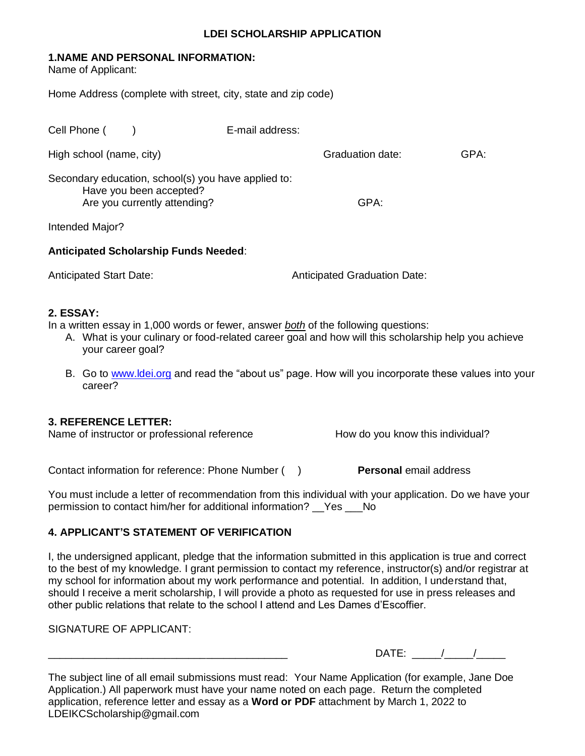# LDEI SCHOLARSHIP APPLICATION

## 1.NAME AND PERSONAL INFORMATION:

Name of Applicant:

Home Address (complete with street, city, state and zip code)

Cell Phone ( ) E-mail address:

High school (name, city) Graduation date: GPA:

Secondary education, school(s) you have applied to:

Have you been accepted?

Are you currently attending? GPA:

Intended Major?

**Anticipated Scholarship Funds Needed**:

Anticipated Start Date: Anticipated Graduation Date:

## 2. ESSAY:

In a written essay in 1,000 words or fewer, answer ***both*** of the following questions:

A. What is your culinary or food-related career goal and how will this scholarship help you achieve your career goal?

B. Go to www.ldei.org and read the "about us" page. How will you incorporate these values into your career?

## 3. REFERENCE LETTER:

Name of instructor or professional reference How do you know this individual?

Contact information for reference: Phone Number ( ) **Personal** email address

You must include a letter of recommendation from this individual with your application. Do we have your permission to contact him/her for additional information? __Yes ___No

## 4. APPLICANT'S STATEMENT OF VERIFICATION

I, the undersigned applicant, pledge that the information submitted in this application is true and correct to the best of my knowledge. I grant permission to contact my reference, instructor(s) and/or registrar at my school for information about my work performance and potential. In addition, I understand that, should I receive a merit scholarship, I will provide a photo as requested for use in press releases and other public relations that relate to the school I attend and Les Dames d'Escoffier.

SIGNATURE OF APPLICANT:

________________________________________ DATE: _____/_____/_____

The subject line of all email submissions must read: Your Name Application (for example, Jane Doe Application.) All paperwork must have your name noted on each page. Return the completed application, reference letter and essay as a **Word or PDF** attachment by March 1, 2022 to LDEIKCScholarship@gmail.com